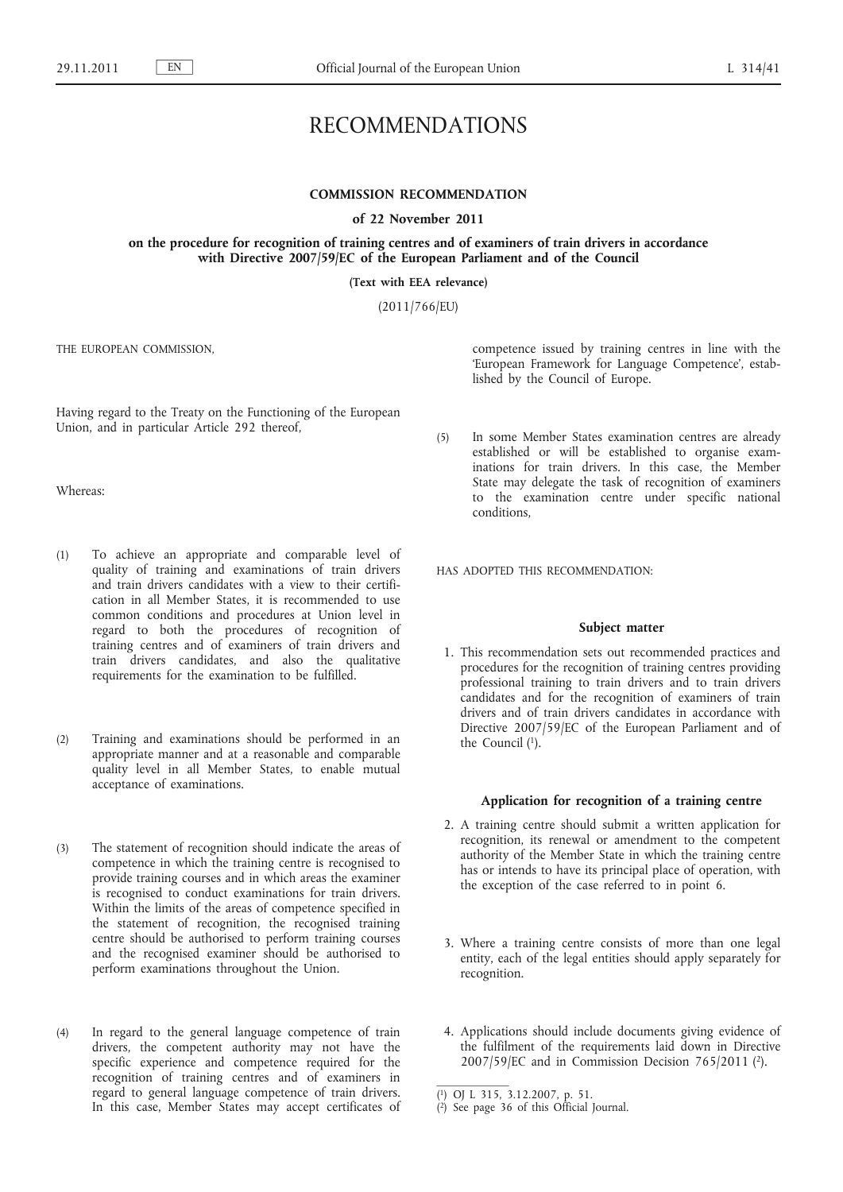# RECOMMENDATIONS

## COMMISSION RECOMMENDATION

### of 22 November 2011

### on the procedure for recognition of training centres and of examiners of train drivers in accordance with Directive 2007/59/EC of the European Parliament and of the Council

**(Text with EEA relevance)**

(2011/766/EU)

THE EUROPEAN COMMISSION,

Having regard to the Treaty on the Functioning of the European Union, and in particular Article 292 thereof,

Whereas:

(1) To achieve an appropriate and comparable level of quality of training and examinations of train drivers and train drivers candidates with a view to their certification in all Member States, it is recommended to use common conditions and procedures at Union level in regard to both the procedures of recognition of training centres and of examiners of train drivers and train drivers candidates, and also the qualitative requirements for the examination to be fulfilled.

(2) Training and examinations should be performed in an appropriate manner and at a reasonable and comparable quality level in all Member States, to enable mutual acceptance of examinations.

(3) The statement of recognition should indicate the areas of competence in which the training centre is recognised to provide training courses and in which areas the examiner is recognised to conduct examinations for train drivers. Within the limits of the areas of competence specified in the statement of recognition, the recognised training centre should be authorised to perform training courses and the recognised examiner should be authorised to perform examinations throughout the Union.

(4) In regard to the general language competence of train drivers, the competent authority may not have the specific experience and competence required for the recognition of training centres and of examiners in regard to general language competence of train drivers. In this case, Member States may accept certificates of competence issued by training centres in line with the 'European Framework for Language Competence', established by the Council of Europe.

(5) In some Member States examination centres are already established or will be established to organise examinations for train drivers. In this case, the Member State may delegate the task of recognition of examiners to the examination centre under specific national conditions,

HAS ADOPTED THIS RECOMMENDATION:

#### Subject matter

1. This recommendation sets out recommended practices and procedures for the recognition of training centres providing professional training to train drivers and to train drivers candidates and for the recognition of examiners of train drivers and of train drivers candidates in accordance with Directive 2007/59/EC of the European Parliament and of the Council [1].

#### Application for recognition of a training centre

2. A training centre should submit a written application for recognition, its renewal or amendment to the competent authority of the Member State in which the training centre has or intends to have its principal place of operation, with the exception of the case referred to in point 6.

3. Where a training centre consists of more than one legal entity, each of the legal entities should apply separately for recognition.

4. Applications should include documents giving evidence of the fulfilment of the requirements laid down in Directive 2007/59/EC and in Commission Decision 765/2011 [2].

---

[1] OJ L 315, 3.12.2007, p. 51.

[2] See page 36 of this Official Journal.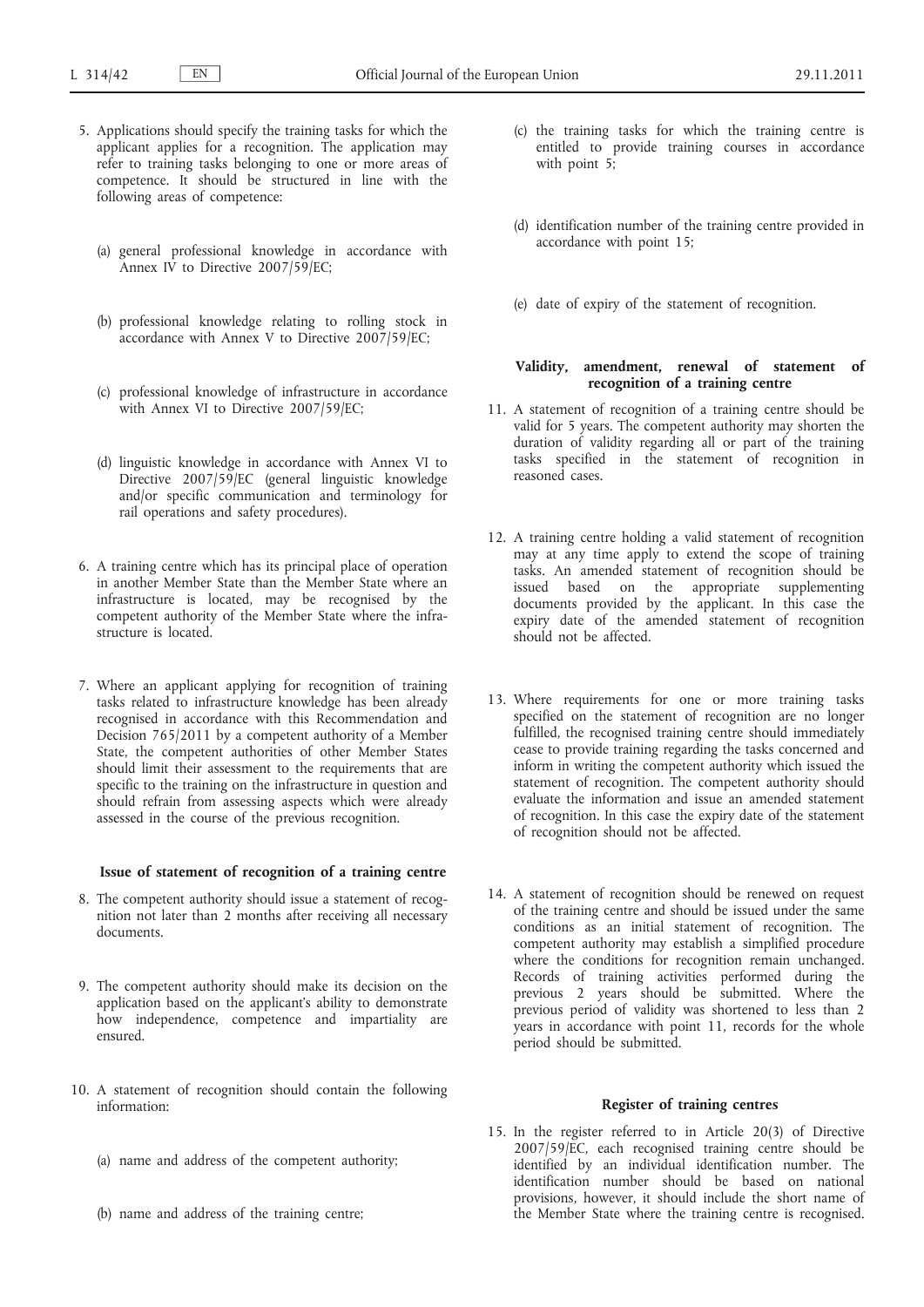5. Applications should specify the training tasks for which the applicant applies for a recognition. The application may refer to training tasks belonging to one or more areas of competence. It should be structured in line with the following areas of competence:

   (a) general professional knowledge in accordance with Annex IV to Directive 2007/59/EC;

   (b) professional knowledge relating to rolling stock in accordance with Annex V to Directive 2007/59/EC;

   (c) professional knowledge of infrastructure in accordance with Annex VI to Directive 2007/59/EC;

   (d) linguistic knowledge in accordance with Annex VI to Directive 2007/59/EC (general linguistic knowledge and/or specific communication and terminology for rail operations and safety procedures).

6. A training centre which has its principal place of operation in another Member State than the Member State where an infrastructure is located, may be recognised by the competent authority of the Member State where the infrastructure is located.

7. Where an applicant applying for recognition of training tasks related to infrastructure knowledge has been already recognised in accordance with this Recommendation and Decision 765/2011 by a competent authority of a Member State, the competent authorities of other Member States should limit their assessment to the requirements that are specific to the training on the infrastructure in question and should refrain from assessing aspects which were already assessed in the course of the previous recognition.

### Issue of statement of recognition of a training centre

8. The competent authority should issue a statement of recognition not later than 2 months after receiving all necessary documents.

9. The competent authority should make its decision on the application based on the applicant's ability to demonstrate how independence, competence and impartiality are ensured.

10. A statement of recognition should contain the following information:

    (a) name and address of the competent authority;

    (b) name and address of the training centre;

    (c) the training tasks for which the training centre is entitled to provide training courses in accordance with point 5;

    (d) identification number of the training centre provided in accordance with point 15;

    (e) date of expiry of the statement of recognition.

### Validity, amendment, renewal of statement of recognition of a training centre

11. A statement of recognition of a training centre should be valid for 5 years. The competent authority may shorten the duration of validity regarding all or part of the training tasks specified in the statement of recognition in reasoned cases.

12. A training centre holding a valid statement of recognition may at any time apply to extend the scope of training tasks. An amended statement of recognition should be issued based on the appropriate supplementing documents provided by the applicant. In this case the expiry date of the amended statement of recognition should not be affected.

13. Where requirements for one or more training tasks specified on the statement of recognition are no longer fulfilled, the recognised training centre should immediately cease to provide training regarding the tasks concerned and inform in writing the competent authority which issued the statement of recognition. The competent authority should evaluate the information and issue an amended statement of recognition. In this case the expiry date of the statement of recognition should not be affected.

14. A statement of recognition should be renewed on request of the training centre and should be issued under the same conditions as an initial statement of recognition. The competent authority may establish a simplified procedure where the conditions for recognition remain unchanged. Records of training activities performed during the previous 2 years should be submitted. Where the previous period of validity was shortened to less than 2 years in accordance with point 11, records for the whole period should be submitted.

### Register of training centres

15. In the register referred to in Article 20(3) of Directive 2007/59/EC, each recognised training centre should be identified by an individual identification number. The identification number should be based on national provisions, however, it should include the short name of the Member State where the training centre is recognised.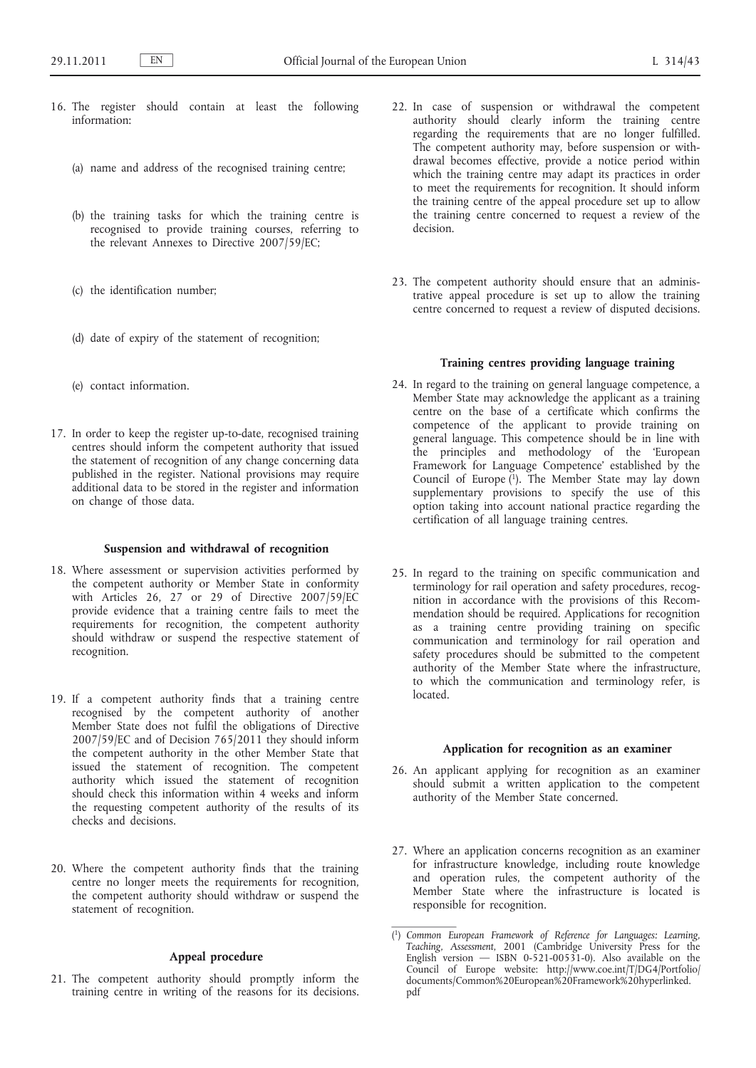16. The register should contain at least the following information:

    (a) name and address of the recognised training centre;

    (b) the training tasks for which the training centre is recognised to provide training courses, referring to the relevant Annexes to Directive 2007/59/EC;

    (c) the identification number;

    (d) date of expiry of the statement of recognition;

    (e) contact information.

17. In order to keep the register up-to-date, recognised training centres should inform the competent authority that issued the statement of recognition of any change concerning data published in the register. National provisions may require additional data to be stored in the register and information on change of those data.

### Suspension and withdrawal of recognition

18. Where assessment or supervision activities performed by the competent authority or Member State in conformity with Articles 26, 27 or 29 of Directive 2007/59/EC provide evidence that a training centre fails to meet the requirements for recognition, the competent authority should withdraw or suspend the respective statement of recognition.

19. If a competent authority finds that a training centre recognised by the competent authority of another Member State does not fulfil the obligations of Directive 2007/59/EC and of Decision 765/2011 they should inform the competent authority in the other Member State that issued the statement of recognition. The competent authority which issued the statement of recognition should check this information within 4 weeks and inform the requesting competent authority of the results of its checks and decisions.

20. Where the competent authority finds that the training centre no longer meets the requirements for recognition, the competent authority should withdraw or suspend the statement of recognition.

### Appeal procedure

21. The competent authority should promptly inform the training centre in writing of the reasons for its decisions.

22. In case of suspension or withdrawal the competent authority should clearly inform the training centre regarding the requirements that are no longer fulfilled. The competent authority may, before suspension or withdrawal becomes effective, provide a notice period within which the training centre may adapt its practices in order to meet the requirements for recognition. It should inform the training centre of the appeal procedure set up to allow the training centre concerned to request a review of the decision.

23. The competent authority should ensure that an administrative appeal procedure is set up to allow the training centre concerned to request a review of disputed decisions.

### Training centres providing language training

24. In regard to the training on general language competence, a Member State may acknowledge the applicant as a training centre on the base of a certificate which confirms the competence of the applicant to provide training on general language. This competence should be in line with the principles and methodology of the 'European Framework for Language Competence' established by the Council of Europe [1]. The Member State may lay down supplementary provisions to specify the use of this option taking into account national practice regarding the certification of all language training centres.

25. In regard to the training on specific communication and terminology for rail operation and safety procedures, recognition in accordance with the provisions of this Recommendation should be required. Applications for recognition as a training centre providing training on specific communication and terminology for rail operation and safety procedures should be submitted to the competent authority of the Member State where the infrastructure, to which the communication and terminology refer, is located.

### Application for recognition as an examiner

26. An applicant applying for recognition as an examiner should submit a written application to the competent authority of the Member State concerned.

27. Where an application concerns recognition as an examiner for infrastructure knowledge, including route knowledge and operation rules, the competent authority of the Member State where the infrastructure is located is responsible for recognition.

---

[1] *Common European Framework of Reference for Languages: Learning, Teaching, Assessment*, 2001 (Cambridge University Press for the English version — ISBN 0-521-00531-0). Also available on the Council of Europe website: http://www.coe.int/T/DG4/Portfolio/documents/Common%20European%20Framework%20hyperlinked.pdf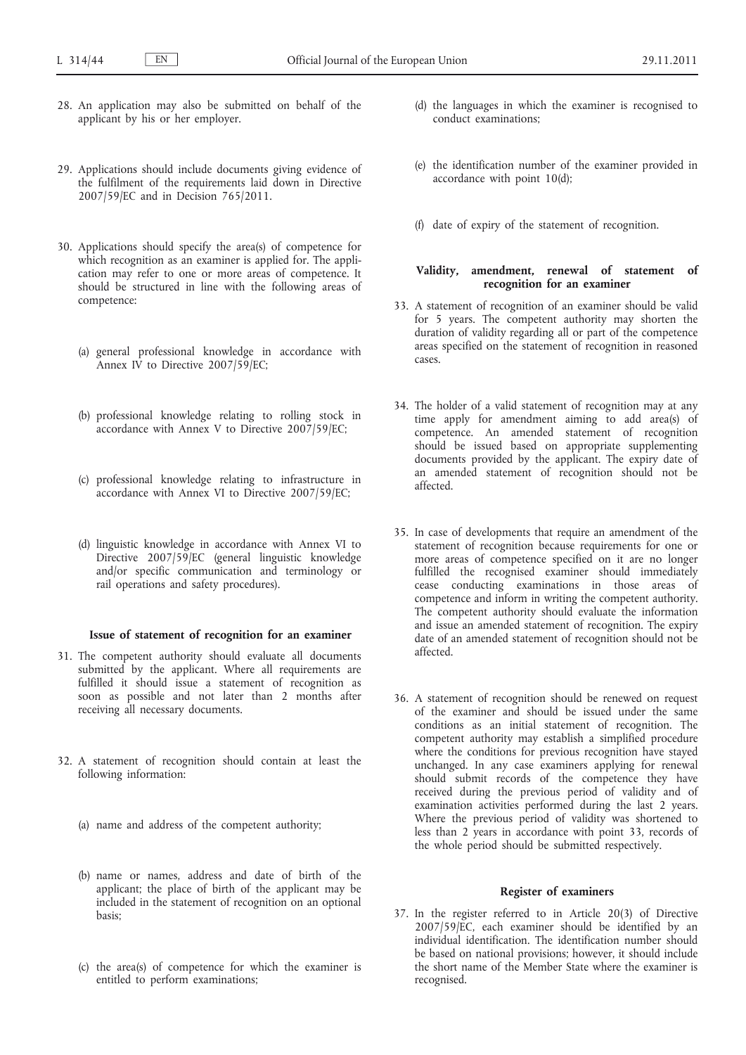28. An application may also be submitted on behalf of the applicant by his or her employer.

29. Applications should include documents giving evidence of the fulfilment of the requirements laid down in Directive 2007/59/EC and in Decision 765/2011.

30. Applications should specify the area(s) of competence for which recognition as an examiner is applied for. The application may refer to one or more areas of competence. It should be structured in line with the following areas of competence:

    (a) general professional knowledge in accordance with Annex IV to Directive 2007/59/EC;

    (b) professional knowledge relating to rolling stock in accordance with Annex V to Directive 2007/59/EC;

    (c) professional knowledge relating to infrastructure in accordance with Annex VI to Directive 2007/59/EC;

    (d) linguistic knowledge in accordance with Annex VI to Directive 2007/59/EC (general linguistic knowledge and/or specific communication and terminology or rail operations and safety procedures).

**Issue of statement of recognition for an examiner**

31. The competent authority should evaluate all documents submitted by the applicant. Where all requirements are fulfilled it should issue a statement of recognition as soon as possible and not later than 2 months after receiving all necessary documents.

32. A statement of recognition should contain at least the following information:

    (a) name and address of the competent authority;

    (b) name or names, address and date of birth of the applicant; the place of birth of the applicant may be included in the statement of recognition on an optional basis;

    (c) the area(s) of competence for which the examiner is entitled to perform examinations;

    (d) the languages in which the examiner is recognised to conduct examinations;

    (e) the identification number of the examiner provided in accordance with point 10(d);

    (f) date of expiry of the statement of recognition.

**Validity, amendment, renewal of statement of recognition for an examiner**

33. A statement of recognition of an examiner should be valid for 5 years. The competent authority may shorten the duration of validity regarding all or part of the competence areas specified on the statement of recognition in reasoned cases.

34. The holder of a valid statement of recognition may at any time apply for amendment aiming to add area(s) of competence. An amended statement of recognition should be issued based on appropriate supplementing documents provided by the applicant. The expiry date of an amended statement of recognition should not be affected.

35. In case of developments that require an amendment of the statement of recognition because requirements for one or more areas of competence specified on it are no longer fulfilled the recognised examiner should immediately cease conducting examinations in those areas of competence and inform in writing the competent authority. The competent authority should evaluate the information and issue an amended statement of recognition. The expiry date of an amended statement of recognition should not be affected.

36. A statement of recognition should be renewed on request of the examiner and should be issued under the same conditions as an initial statement of recognition. The competent authority may establish a simplified procedure where the conditions for previous recognition have stayed unchanged. In any case examiners applying for renewal should submit records of the competence they have received during the previous period of validity and of examination activities performed during the last 2 years. Where the previous period of validity was shortened to less than 2 years in accordance with point 33, records of the whole period should be submitted respectively.

**Register of examiners**

37. In the register referred to in Article 20(3) of Directive 2007/59/EC, each examiner should be identified by an individual identification. The identification number should be based on national provisions; however, it should include the short name of the Member State where the examiner is recognised.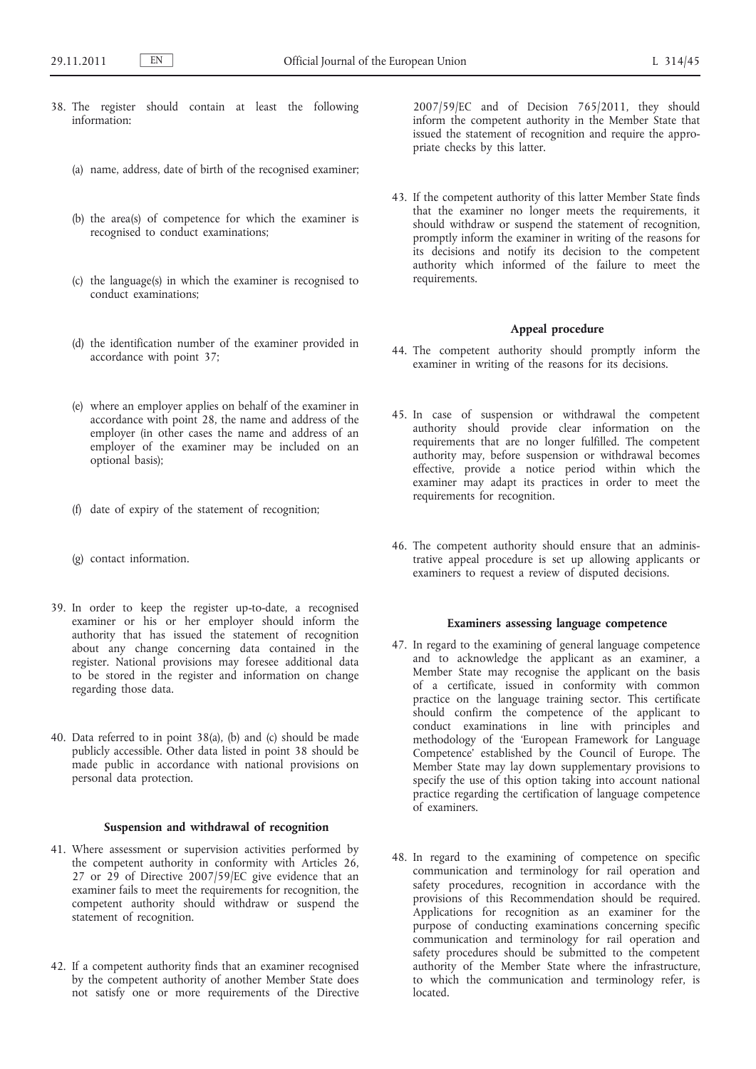38. The register should contain at least the following information:

   (a) name, address, date of birth of the recognised examiner;

   (b) the area(s) of competence for which the examiner is recognised to conduct examinations;

   (c) the language(s) in which the examiner is recognised to conduct examinations;

   (d) the identification number of the examiner provided in accordance with point 37;

   (e) where an employer applies on behalf of the examiner in accordance with point 28, the name and address of the employer (in other cases the name and address of an employer of the examiner may be included on an optional basis);

   (f) date of expiry of the statement of recognition;

   (g) contact information.

39. In order to keep the register up-to-date, a recognised examiner or his or her employer should inform the authority that has issued the statement of recognition about any change concerning data contained in the register. National provisions may foresee additional data to be stored in the register and information on change regarding those data.

40. Data referred to in point 38(a), (b) and (c) should be made publicly accessible. Other data listed in point 38 should be made public in accordance with national provisions on personal data protection.

**Suspension and withdrawal of recognition**

41. Where assessment or supervision activities performed by the competent authority in conformity with Articles 26, 27 or 29 of Directive 2007/59/EC give evidence that an examiner fails to meet the requirements for recognition, the competent authority should withdraw or suspend the statement of recognition.

42. If a competent authority finds that an examiner recognised by the competent authority of another Member State does not satisfy one or more requirements of the Directive 2007/59/EC and of Decision 765/2011, they should inform the competent authority in the Member State that issued the statement of recognition and require the appropriate checks by this latter.

43. If the competent authority of this latter Member State finds that the examiner no longer meets the requirements, it should withdraw or suspend the statement of recognition, promptly inform the examiner in writing of the reasons for its decisions and notify its decision to the competent authority which informed of the failure to meet the requirements.

**Appeal procedure**

44. The competent authority should promptly inform the examiner in writing of the reasons for its decisions.

45. In case of suspension or withdrawal the competent authority should provide clear information on the requirements that are no longer fulfilled. The competent authority may, before suspension or withdrawal becomes effective, provide a notice period within which the examiner may adapt its practices in order to meet the requirements for recognition.

46. The competent authority should ensure that an administrative appeal procedure is set up allowing applicants or examiners to request a review of disputed decisions.

**Examiners assessing language competence**

47. In regard to the examining of general language competence and to acknowledge the applicant as an examiner, a Member State may recognise the applicant on the basis of a certificate, issued in conformity with common practice on the language training sector. This certificate should confirm the competence of the applicant to conduct examinations in line with principles and methodology of the 'European Framework for Language Competence' established by the Council of Europe. The Member State may lay down supplementary provisions to specify the use of this option taking into account national practice regarding the certification of language competence of examiners.

48. In regard to the examining of competence on specific communication and terminology for rail operation and safety procedures, recognition in accordance with the provisions of this Recommendation should be required. Applications for recognition as an examiner for the purpose of conducting examinations concerning specific communication and terminology for rail operation and safety procedures should be submitted to the competent authority of the Member State where the infrastructure, to which the communication and terminology refer, is located.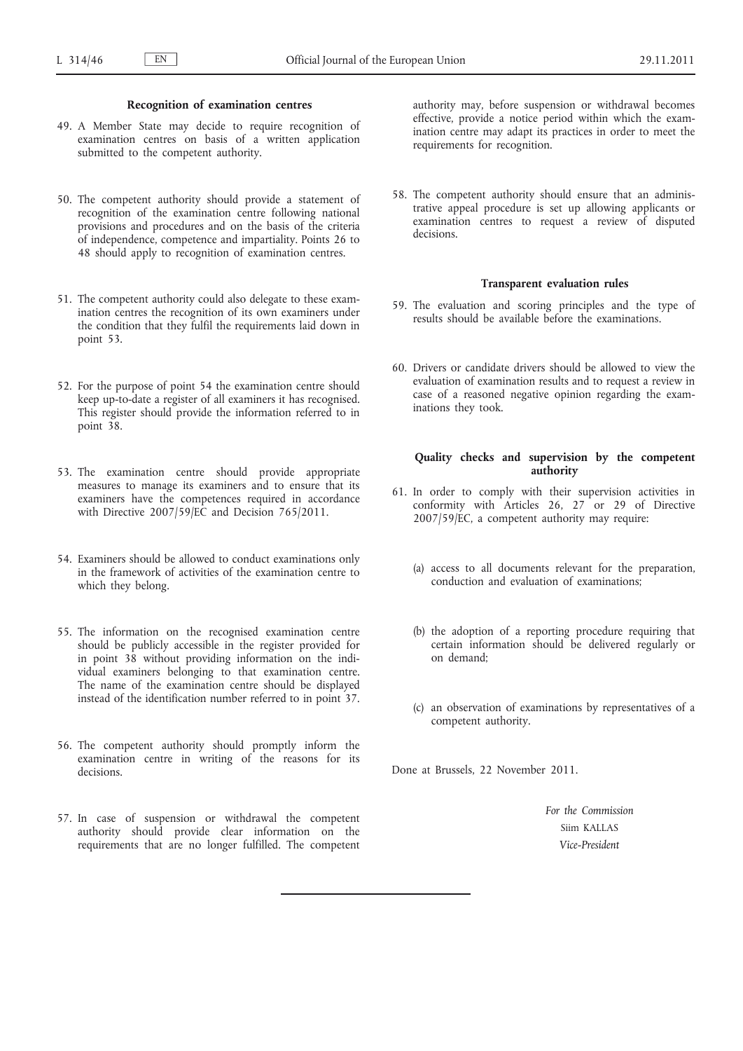### Recognition of examination centres

49. A Member State may decide to require recognition of examination centres on basis of a written application submitted to the competent authority.

50. The competent authority should provide a statement of recognition of the examination centre following national provisions and procedures and on the basis of the criteria of independence, competence and impartiality. Points 26 to 48 should apply to recognition of examination centres.

51. The competent authority could also delegate to these examination centres the recognition of its own examiners under the condition that they fulfil the requirements laid down in point 53.

52. For the purpose of point 54 the examination centre should keep up-to-date a register of all examiners it has recognised. This register should provide the information referred to in point 38.

53. The examination centre should provide appropriate measures to manage its examiners and to ensure that its examiners have the competences required in accordance with Directive 2007/59/EC and Decision 765/2011.

54. Examiners should be allowed to conduct examinations only in the framework of activities of the examination centre to which they belong.

55. The information on the recognised examination centre should be publicly accessible in the register provided for in point 38 without providing information on the individual examiners belonging to that examination centre. The name of the examination centre should be displayed instead of the identification number referred to in point 37.

56. The competent authority should promptly inform the examination centre in writing of the reasons for its decisions.

57. In case of suspension or withdrawal the competent authority should provide clear information on the requirements that are no longer fulfilled. The competent authority may, before suspension or withdrawal becomes effective, provide a notice period within which the examination centre may adapt its practices in order to meet the requirements for recognition.

58. The competent authority should ensure that an administrative appeal procedure is set up allowing applicants or examination centres to request a review of disputed decisions.

### Transparent evaluation rules

59. The evaluation and scoring principles and the type of results should be available before the examinations.

60. Drivers or candidate drivers should be allowed to view the evaluation of examination results and to request a review in case of a reasoned negative opinion regarding the examinations they took.

### Quality checks and supervision by the competent authority

61. In order to comply with their supervision activities in conformity with Articles 26, 27 or 29 of Directive 2007/59/EC, a competent authority may require:

    (a) access to all documents relevant for the preparation, conduction and evaluation of examinations;

    (b) the adoption of a reporting procedure requiring that certain information should be delivered regularly or on demand;

    (c) an observation of examinations by representatives of a competent authority.

Done at Brussels, 22 November 2011.

*For the Commission*

Siim KALLAS

*Vice-President*